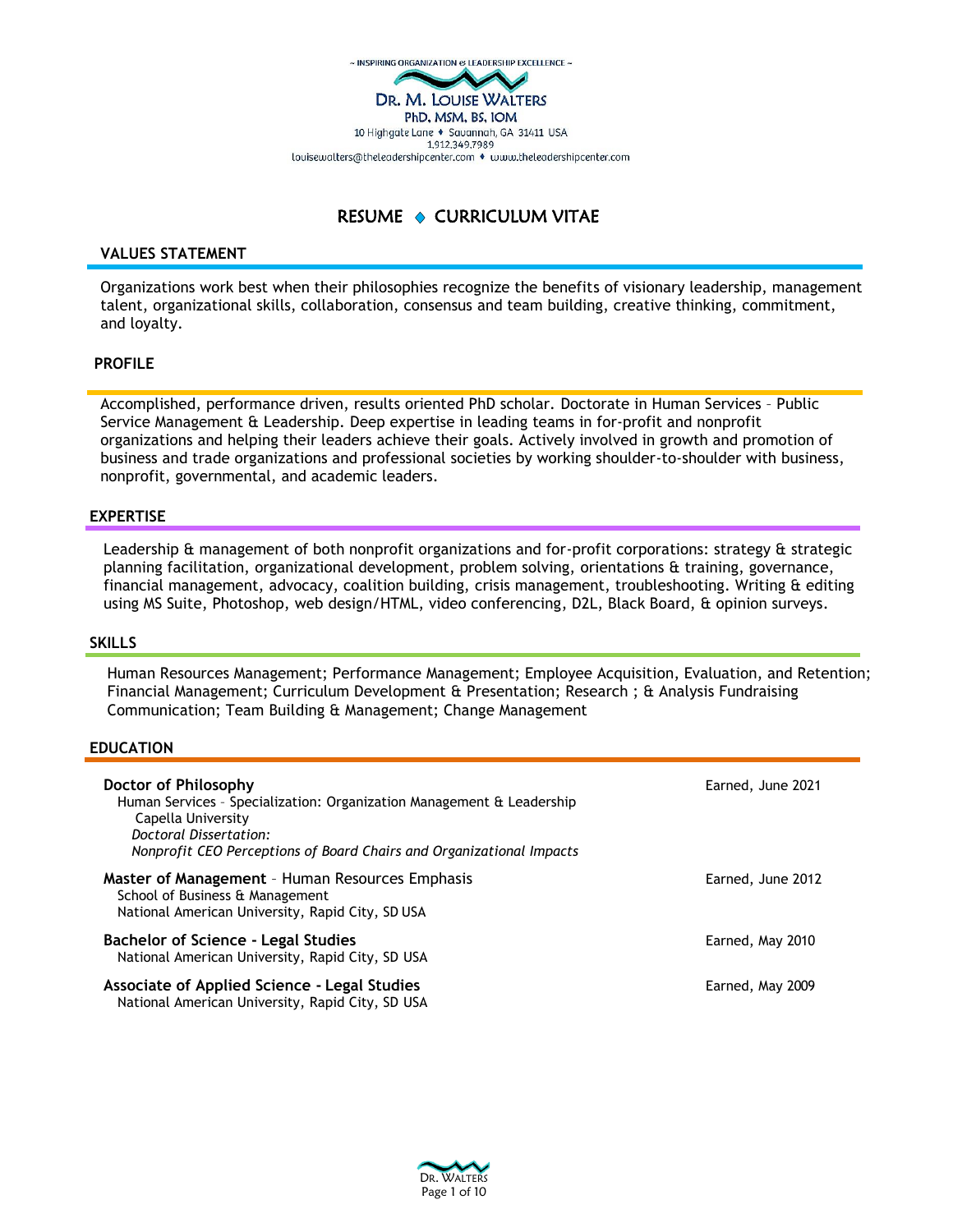~ INSPIRING ORGANIZATION & LEADERSHIP EXCELLENCE ~

# DR. M. LOUISE WALTERS

**PhD, MSM, BS, IOM**

10 Highgate Lane ♦ Savannah, GA 31411 USA
1.912.349.7989
louisewalters@theleadershipcenter.com ♦ www.theleadershipcenter.com

## RESUME ◆ CURRICULUM VITAE

### VALUES STATEMENT

Organizations work best when their philosophies recognize the benefits of visionary leadership, management talent, organizational skills, collaboration, consensus and team building, creative thinking, commitment, and loyalty.

### PROFILE

Accomplished, performance driven, results oriented PhD scholar. Doctorate in Human Services – Public Service Management & Leadership. Deep expertise in leading teams in for-profit and nonprofit organizations and helping their leaders achieve their goals. Actively involved in growth and promotion of business and trade organizations and professional societies by working shoulder-to-shoulder with business, nonprofit, governmental, and academic leaders.

### EXPERTISE

Leadership & management of both nonprofit organizations and for-profit corporations: strategy & strategic planning facilitation, organizational development, problem solving, orientations & training, governance, financial management, advocacy, coalition building, crisis management, troubleshooting. Writing & editing using MS Suite, Photoshop, web design/HTML, video conferencing, D2L, Black Board, & opinion surveys.

### SKILLS

Human Resources Management; Performance Management; Employee Acquisition, Evaluation, and Retention; Financial Management; Curriculum Development & Presentation; Research ; & Analysis Fundraising Communication; Team Building & Management; Change Management

### EDUCATION

**Doctor of Philosophy** — Earned, June 2021
Human Services – Specialization: Organization Management & Leadership
Capella University
*Doctoral Dissertation:*
*Nonprofit CEO Perceptions of Board Chairs and Organizational Impacts*

**Master of Management** – Human Resources Emphasis — Earned, June 2012
School of Business & Management
National American University, Rapid City, SD USA

**Bachelor of Science - Legal Studies** — Earned, May 2010
National American University, Rapid City, SD USA

**Associate of Applied Science - Legal Studies** — Earned, May 2009
National American University, Rapid City, SD USA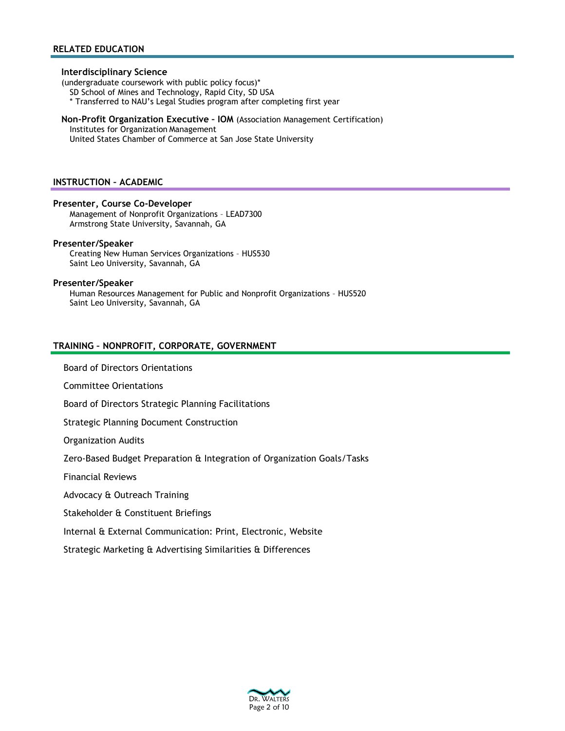## RELATED EDUCATION

**Interdisciplinary Science**
(undergraduate coursework with public policy focus)*
SD School of Mines and Technology, Rapid City, SD USA
* Transferred to NAU's Legal Studies program after completing first year

**Non-Profit Organization Executive – IOM** (Association Management Certification)
Institutes for Organization Management
United States Chamber of Commerce at San Jose State University

## INSTRUCTION – ACADEMIC

**Presenter, Course Co-Developer**
Management of Nonprofit Organizations – LEAD7300
Armstrong State University, Savannah, GA

**Presenter/Speaker**
Creating New Human Services Organizations – HUS530
Saint Leo University, Savannah, GA

**Presenter/Speaker**
Human Resources Management for Public and Nonprofit Organizations – HUS520
Saint Leo University, Savannah, GA

## TRAINING – NONPROFIT, CORPORATE, GOVERNMENT

Board of Directors Orientations

Committee Orientations

Board of Directors Strategic Planning Facilitations

Strategic Planning Document Construction

Organization Audits

Zero-Based Budget Preparation & Integration of Organization Goals/Tasks

Financial Reviews

Advocacy & Outreach Training

Stakeholder & Constituent Briefings

Internal & External Communication: Print, Electronic, Website

Strategic Marketing & Advertising Similarities & Differences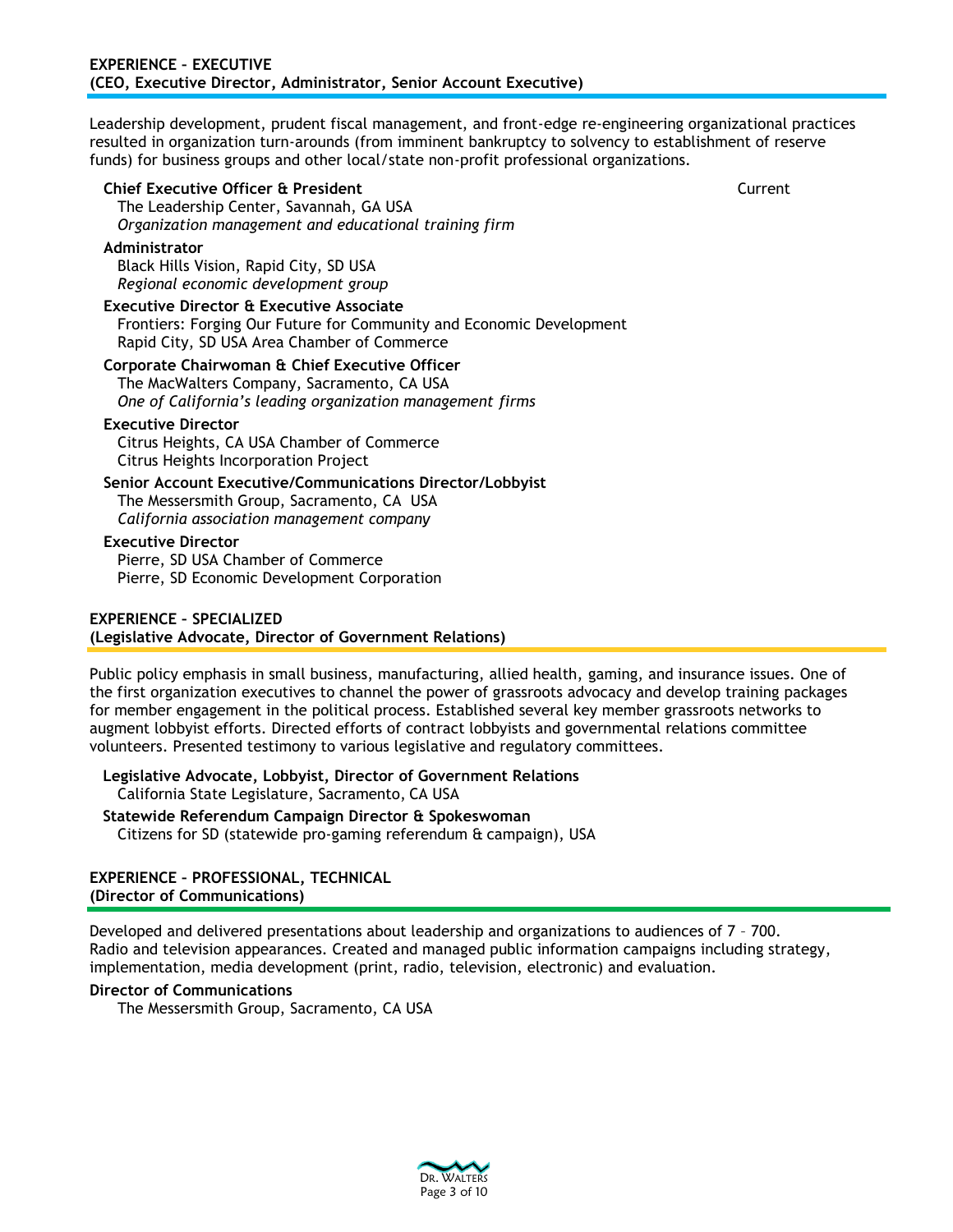## EXPERIENCE – EXECUTIVE
## (CEO, Executive Director, Administrator, Senior Account Executive)

Leadership development, prudent fiscal management, and front-edge re-engineering organizational practices resulted in organization turn-arounds (from imminent bankruptcy to solvency to establishment of reserve funds) for business groups and other local/state non-profit professional organizations.

**Chief Executive Officer & President** — Current
The Leadership Center, Savannah, GA USA
*Organization management and educational training firm*

**Administrator**
Black Hills Vision, Rapid City, SD USA
*Regional economic development group*

**Executive Director & Executive Associate**
Frontiers: Forging Our Future for Community and Economic Development
Rapid City, SD USA Area Chamber of Commerce

**Corporate Chairwoman & Chief Executive Officer**
The MacWalters Company, Sacramento, CA USA
*One of California's leading organization management firms*

**Executive Director**
Citrus Heights, CA USA Chamber of Commerce
Citrus Heights Incorporation Project

**Senior Account Executive/Communications Director/Lobbyist**
The Messersmith Group, Sacramento, CA USA
*California association management company*

**Executive Director**
Pierre, SD USA Chamber of Commerce
Pierre, SD Economic Development Corporation

## EXPERIENCE – SPECIALIZED
## (Legislative Advocate, Director of Government Relations)

Public policy emphasis in small business, manufacturing, allied health, gaming, and insurance issues. One of the first organization executives to channel the power of grassroots advocacy and develop training packages for member engagement in the political process. Established several key member grassroots networks to augment lobbyist efforts. Directed efforts of contract lobbyists and governmental relations committee volunteers. Presented testimony to various legislative and regulatory committees.

**Legislative Advocate, Lobbyist, Director of Government Relations**
California State Legislature, Sacramento, CA USA

**Statewide Referendum Campaign Director & Spokeswoman**
Citizens for SD (statewide pro-gaming referendum & campaign), USA

## EXPERIENCE – PROFESSIONAL, TECHNICAL
## (Director of Communications)

Developed and delivered presentations about leadership and organizations to audiences of 7 – 700. Radio and television appearances. Created and managed public information campaigns including strategy, implementation, media development (print, radio, television, electronic) and evaluation.

**Director of Communications**
The Messersmith Group, Sacramento, CA USA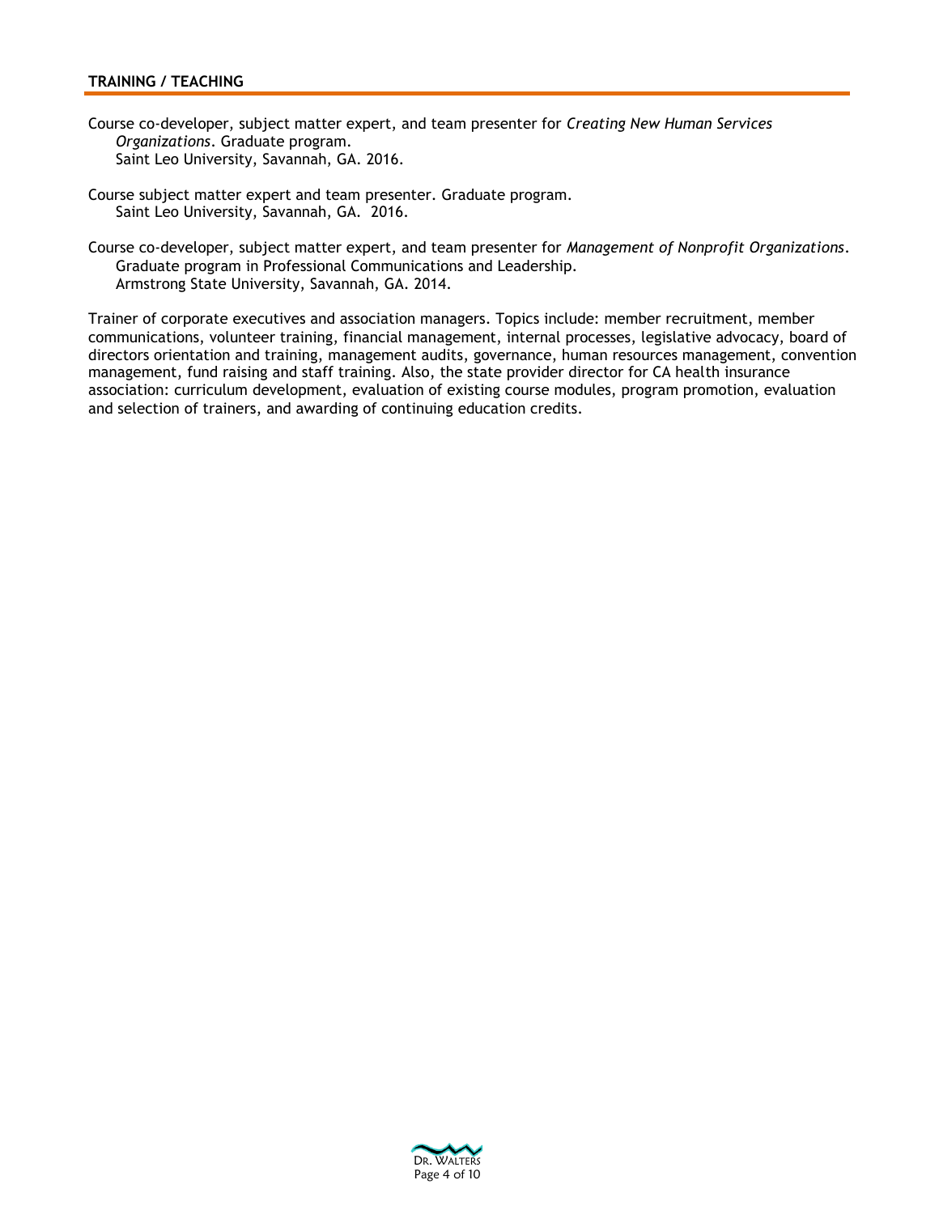## TRAINING / TEACHING

Course co-developer, subject matter expert, and team presenter for *Creating New Human Services Organizations*. Graduate program.
Saint Leo University, Savannah, GA. 2016.

Course subject matter expert and team presenter. Graduate program.
Saint Leo University, Savannah, GA. 2016.

Course co-developer, subject matter expert, and team presenter for *Management of Nonprofit Organizations*. Graduate program in Professional Communications and Leadership.
Armstrong State University, Savannah, GA. 2014.

Trainer of corporate executives and association managers. Topics include: member recruitment, member communications, volunteer training, financial management, internal processes, legislative advocacy, board of directors orientation and training, management audits, governance, human resources management, convention management, fund raising and staff training. Also, the state provider director for CA health insurance association: curriculum development, evaluation of existing course modules, program promotion, evaluation and selection of trainers, and awarding of continuing education credits.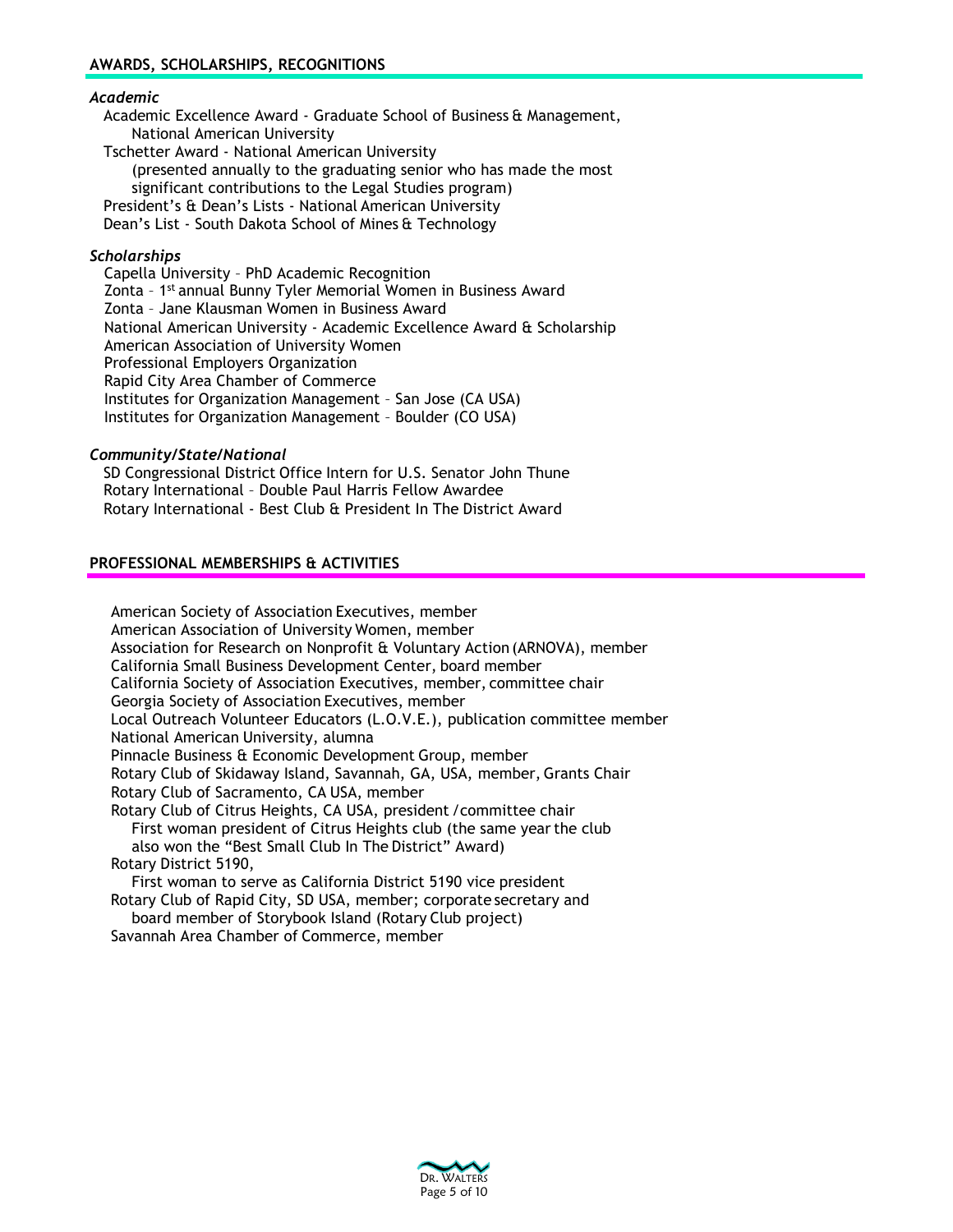## AWARDS, SCHOLARSHIPS, RECOGNITIONS

### *Academic*

- Academic Excellence Award - Graduate School of Business & Management, National American University
- Tschetter Award - National American University
  (presented annually to the graduating senior who has made the most significant contributions to the Legal Studies program)
- President's & Dean's Lists - National American University
- Dean's List - South Dakota School of Mines & Technology

### *Scholarships*

- Capella University – PhD Academic Recognition
- Zonta – 1st annual Bunny Tyler Memorial Women in Business Award
- Zonta – Jane Klausman Women in Business Award
- National American University - Academic Excellence Award & Scholarship
- American Association of University Women
- Professional Employers Organization
- Rapid City Area Chamber of Commerce
- Institutes for Organization Management – San Jose (CA USA)
- Institutes for Organization Management – Boulder (CO USA)

### *Community/State/National*

- SD Congressional District Office Intern for U.S. Senator John Thune
- Rotary International – Double Paul Harris Fellow Awardee
- Rotary International - Best Club & President In The District Award

## PROFESSIONAL MEMBERSHIPS & ACTIVITIES

- American Society of Association Executives, member
- American Association of University Women, member
- Association for Research on Nonprofit & Voluntary Action (ARNOVA), member
- California Small Business Development Center, board member
- California Society of Association Executives, member, committee chair
- Georgia Society of Association Executives, member
- Local Outreach Volunteer Educators (L.O.V.E.), publication committee member
- National American University, alumna
- Pinnacle Business & Economic Development Group, member
- Rotary Club of Skidaway Island, Savannah, GA, USA, member, Grants Chair
- Rotary Club of Sacramento, CA USA, member
- Rotary Club of Citrus Heights, CA USA, president / committee chair
  First woman president of Citrus Heights club (the same year the club also won the "Best Small Club In The District" Award)
- Rotary District 5190,
  First woman to serve as California District 5190 vice president
- Rotary Club of Rapid City, SD USA, member; corporate secretary and board member of Storybook Island (Rotary Club project)
- Savannah Area Chamber of Commerce, member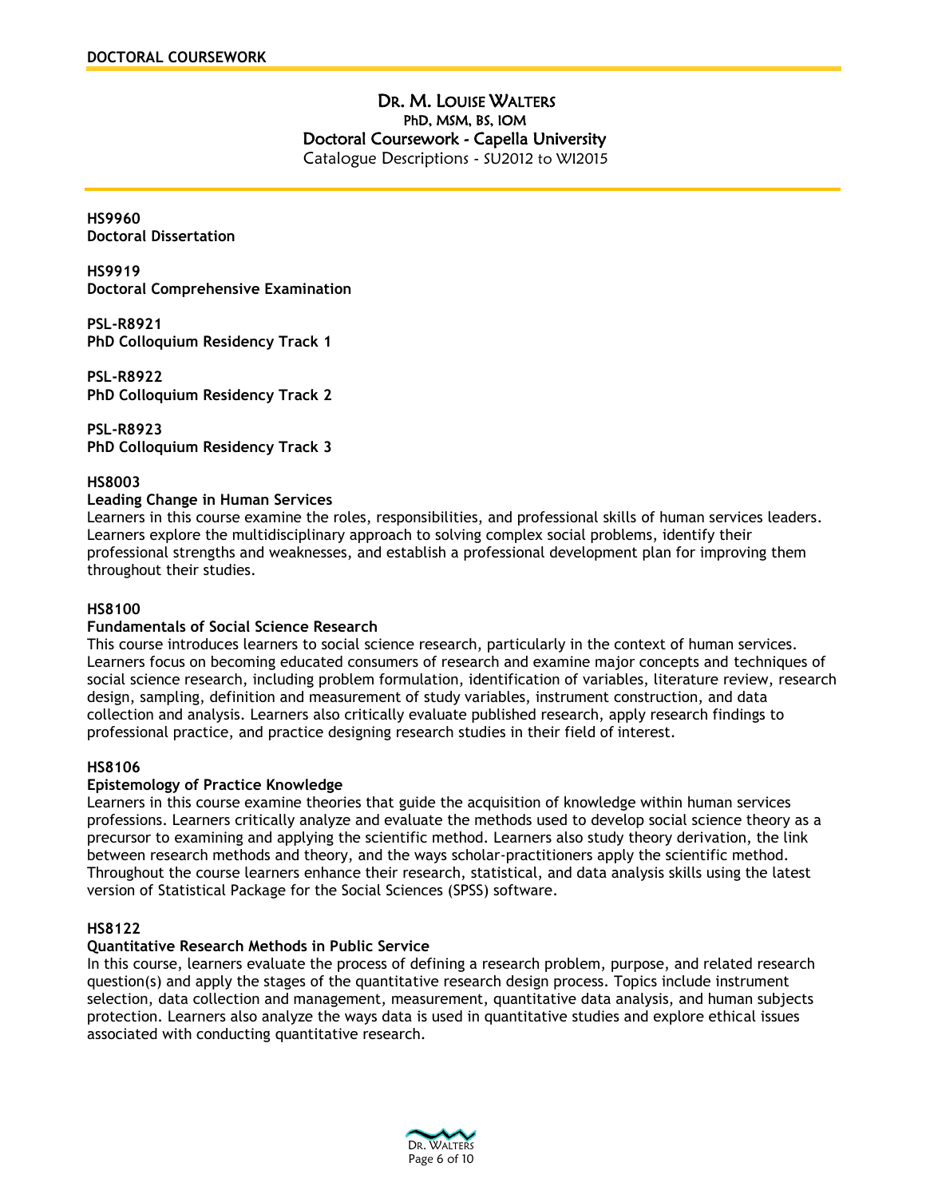# Dr. M. Louise Walters

PhD, MSM, BS, IOM

## Doctoral Coursework - Capella University

Catalogue Descriptions - SU2012 to WI2015

**HS9960**
**Doctoral Dissertation**

**HS9919**
**Doctoral Comprehensive Examination**

**PSL-R8921**
**PhD Colloquium Residency Track 1**

**PSL-R8922**
**PhD Colloquium Residency Track 2**

**PSL-R8923**
**PhD Colloquium Residency Track 3**

**HS8003**
**Leading Change in Human Services**
Learners in this course examine the roles, responsibilities, and professional skills of human services leaders. Learners explore the multidisciplinary approach to solving complex social problems, identify their professional strengths and weaknesses, and establish a professional development plan for improving them throughout their studies.

**HS8100**
**Fundamentals of Social Science Research**
This course introduces learners to social science research, particularly in the context of human services. Learners focus on becoming educated consumers of research and examine major concepts and techniques of social science research, including problem formulation, identification of variables, literature review, research design, sampling, definition and measurement of study variables, instrument construction, and data collection and analysis. Learners also critically evaluate published research, apply research findings to professional practice, and practice designing research studies in their field of interest.

**HS8106**
**Epistemology of Practice Knowledge**
Learners in this course examine theories that guide the acquisition of knowledge within human services professions. Learners critically analyze and evaluate the methods used to develop social science theory as a precursor to examining and applying the scientific method. Learners also study theory derivation, the link between research methods and theory, and the ways scholar-practitioners apply the scientific method. Throughout the course learners enhance their research, statistical, and data analysis skills using the latest version of Statistical Package for the Social Sciences (SPSS) software.

**HS8122**
**Quantitative Research Methods in Public Service**
In this course, learners evaluate the process of defining a research problem, purpose, and related research question(s) and apply the stages of the quantitative research design process. Topics include instrument selection, data collection and management, measurement, quantitative data analysis, and human subjects protection. Learners also analyze the ways data is used in quantitative studies and explore ethical issues associated with conducting quantitative research.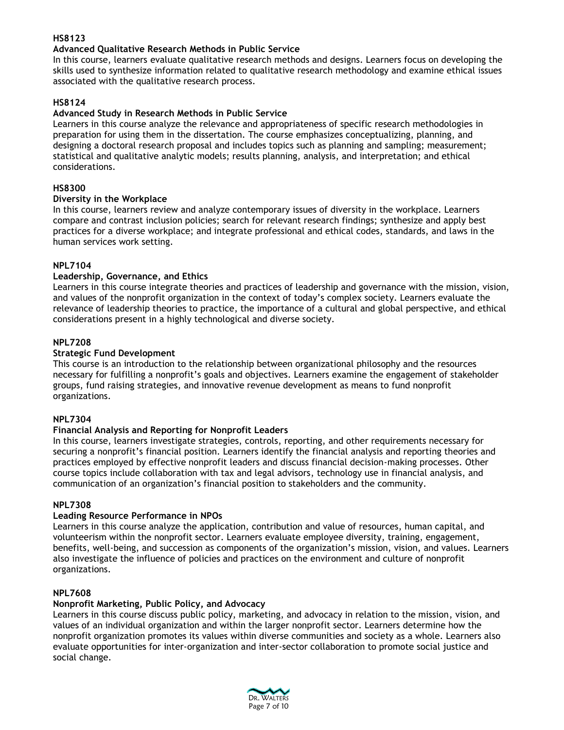**HS8123**

**Advanced Qualitative Research Methods in Public Service**

In this course, learners evaluate qualitative research methods and designs. Learners focus on developing the skills used to synthesize information related to qualitative research methodology and examine ethical issues associated with the qualitative research process.

**HS8124**

**Advanced Study in Research Methods in Public Service**

Learners in this course analyze the relevance and appropriateness of specific research methodologies in preparation for using them in the dissertation. The course emphasizes conceptualizing, planning, and designing a doctoral research proposal and includes topics such as planning and sampling; measurement; statistical and qualitative analytic models; results planning, analysis, and interpretation; and ethical considerations.

**HS8300**

**Diversity in the Workplace**

In this course, learners review and analyze contemporary issues of diversity in the workplace. Learners compare and contrast inclusion policies; search for relevant research findings; synthesize and apply best practices for a diverse workplace; and integrate professional and ethical codes, standards, and laws in the human services work setting.

**NPL7104**

**Leadership, Governance, and Ethics**

Learners in this course integrate theories and practices of leadership and governance with the mission, vision, and values of the nonprofit organization in the context of today's complex society. Learners evaluate the relevance of leadership theories to practice, the importance of a cultural and global perspective, and ethical considerations present in a highly technological and diverse society.

**NPL7208**

**Strategic Fund Development**

This course is an introduction to the relationship between organizational philosophy and the resources necessary for fulfilling a nonprofit's goals and objectives. Learners examine the engagement of stakeholder groups, fund raising strategies, and innovative revenue development as means to fund nonprofit organizations.

**NPL7304**

**Financial Analysis and Reporting for Nonprofit Leaders**

In this course, learners investigate strategies, controls, reporting, and other requirements necessary for securing a nonprofit's financial position. Learners identify the financial analysis and reporting theories and practices employed by effective nonprofit leaders and discuss financial decision-making processes. Other course topics include collaboration with tax and legal advisors, technology use in financial analysis, and communication of an organization's financial position to stakeholders and the community.

**NPL7308**

**Leading Resource Performance in NPOs**

Learners in this course analyze the application, contribution and value of resources, human capital, and volunteerism within the nonprofit sector. Learners evaluate employee diversity, training, engagement, benefits, well-being, and succession as components of the organization's mission, vision, and values. Learners also investigate the influence of policies and practices on the environment and culture of nonprofit organizations.

**NPL7608**

**Nonprofit Marketing, Public Policy, and Advocacy**

Learners in this course discuss public policy, marketing, and advocacy in relation to the mission, vision, and values of an individual organization and within the larger nonprofit sector. Learners determine how the nonprofit organization promotes its values within diverse communities and society as a whole. Learners also evaluate opportunities for inter-organization and inter-sector collaboration to promote social justice and social change.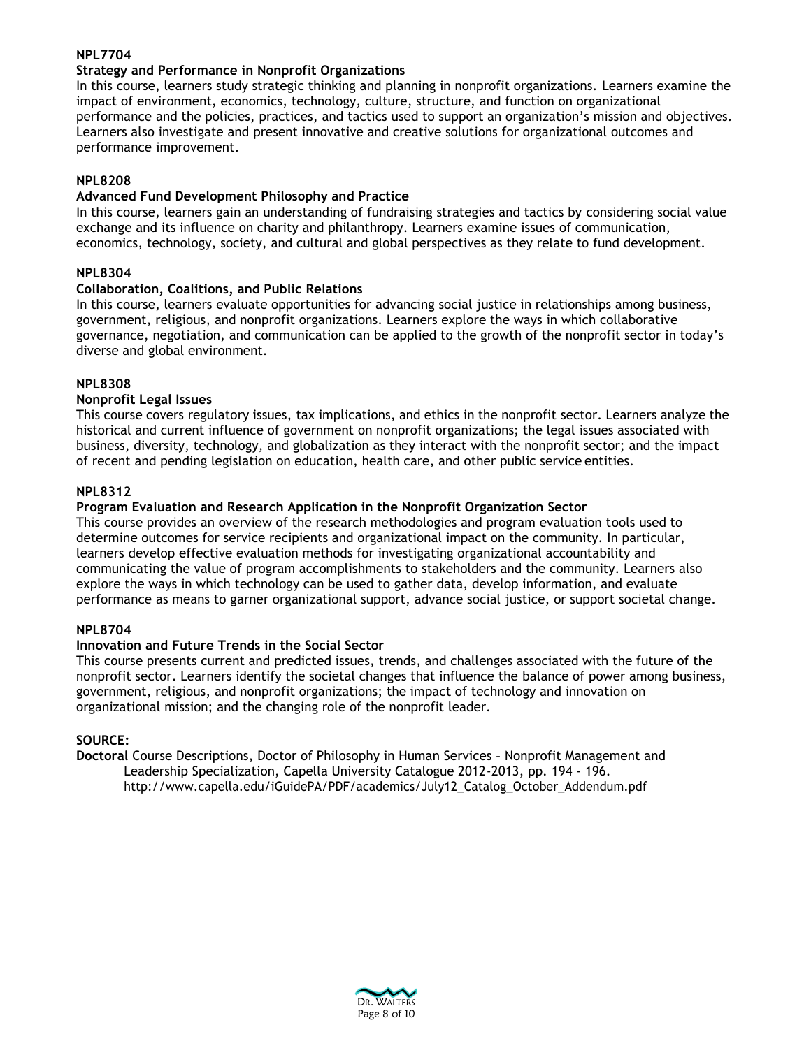**NPL7704**

**Strategy and Performance in Nonprofit Organizations**

In this course, learners study strategic thinking and planning in nonprofit organizations. Learners examine the impact of environment, economics, technology, culture, structure, and function on organizational performance and the policies, practices, and tactics used to support an organization's mission and objectives. Learners also investigate and present innovative and creative solutions for organizational outcomes and performance improvement.

**NPL8208**

**Advanced Fund Development Philosophy and Practice**

In this course, learners gain an understanding of fundraising strategies and tactics by considering social value exchange and its influence on charity and philanthropy. Learners examine issues of communication, economics, technology, society, and cultural and global perspectives as they relate to fund development.

**NPL8304**

**Collaboration, Coalitions, and Public Relations**

In this course, learners evaluate opportunities for advancing social justice in relationships among business, government, religious, and nonprofit organizations. Learners explore the ways in which collaborative governance, negotiation, and communication can be applied to the growth of the nonprofit sector in today's diverse and global environment.

**NPL8308**

**Nonprofit Legal Issues**

This course covers regulatory issues, tax implications, and ethics in the nonprofit sector. Learners analyze the historical and current influence of government on nonprofit organizations; the legal issues associated with business, diversity, technology, and globalization as they interact with the nonprofit sector; and the impact of recent and pending legislation on education, health care, and other public service entities.

**NPL8312**

**Program Evaluation and Research Application in the Nonprofit Organization Sector**

This course provides an overview of the research methodologies and program evaluation tools used to determine outcomes for service recipients and organizational impact on the community. In particular, learners develop effective evaluation methods for investigating organizational accountability and communicating the value of program accomplishments to stakeholders and the community. Learners also explore the ways in which technology can be used to gather data, develop information, and evaluate performance as means to garner organizational support, advance social justice, or support societal change.

**NPL8704**

**Innovation and Future Trends in the Social Sector**

This course presents current and predicted issues, trends, and challenges associated with the future of the nonprofit sector. Learners identify the societal changes that influence the balance of power among business, government, religious, and nonprofit organizations; the impact of technology and innovation on organizational mission; and the changing role of the nonprofit leader.

**SOURCE:**

**Doctoral** Course Descriptions, Doctor of Philosophy in Human Services – Nonprofit Management and Leadership Specialization, Capella University Catalogue 2012-2013, pp. 194 - 196. http://www.capella.edu/iGuidePA/PDF/academics/July12_Catalog_October_Addendum.pdf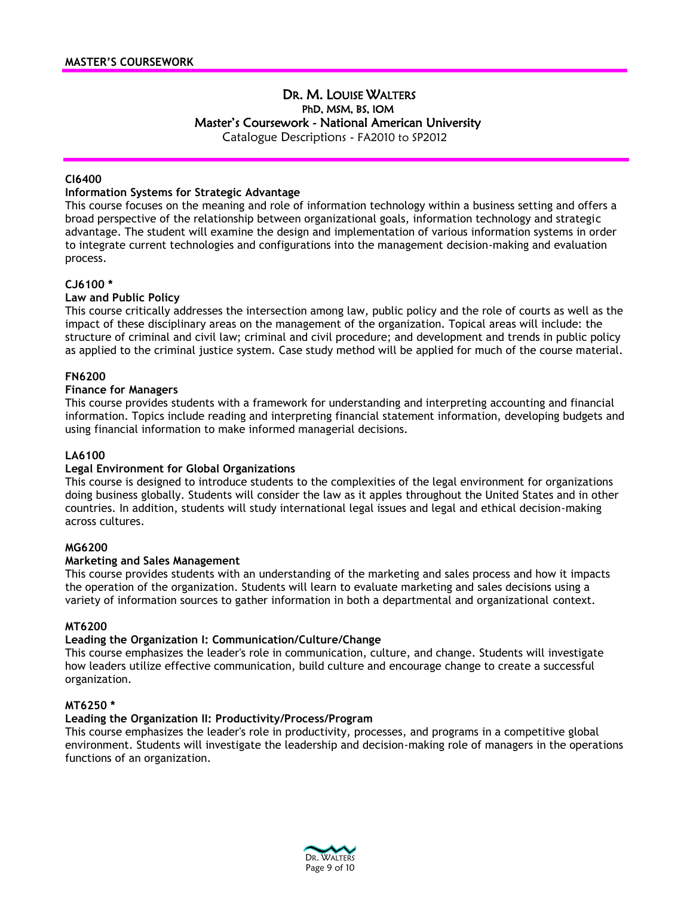# DR. M. LOUISE WALTERS

PhD, MSM, BS, IOM

## Master's Coursework - National American University

Catalogue Descriptions - FA2010 to SP2012

**CI6400**

**Information Systems for Strategic Advantage**

This course focuses on the meaning and role of information technology within a business setting and offers a broad perspective of the relationship between organizational goals, information technology and strategic advantage. The student will examine the design and implementation of various information systems in order to integrate current technologies and configurations into the management decision-making and evaluation process.

**CJ6100 ***

**Law and Public Policy**

This course critically addresses the intersection among law, public policy and the role of courts as well as the impact of these disciplinary areas on the management of the organization. Topical areas will include: the structure of criminal and civil law; criminal and civil procedure; and development and trends in public policy as applied to the criminal justice system. Case study method will be applied for much of the course material.

**FN6200**

**Finance for Managers**

This course provides students with a framework for understanding and interpreting accounting and financial information. Topics include reading and interpreting financial statement information, developing budgets and using financial information to make informed managerial decisions.

**LA6100**

**Legal Environment for Global Organizations**

This course is designed to introduce students to the complexities of the legal environment for organizations doing business globally. Students will consider the law as it apples throughout the United States and in other countries. In addition, students will study international legal issues and legal and ethical decision-making across cultures.

**MG6200**

**Marketing and Sales Management**

This course provides students with an understanding of the marketing and sales process and how it impacts the operation of the organization. Students will learn to evaluate marketing and sales decisions using a variety of information sources to gather information in both a departmental and organizational context.

**MT6200**

**Leading the Organization I: Communication/Culture/Change**

This course emphasizes the leader's role in communication, culture, and change. Students will investigate how leaders utilize effective communication, build culture and encourage change to create a successful organization.

**MT6250 ***

**Leading the Organization II: Productivity/Process/Program**

This course emphasizes the leader's role in productivity, processes, and programs in a competitive global environment. Students will investigate the leadership and decision-making role of managers in the operations functions of an organization.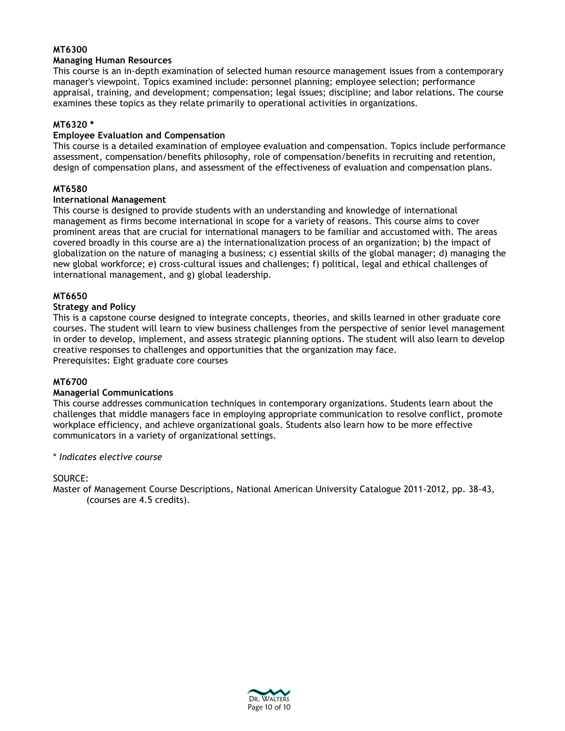**MT6300**

**Managing Human Resources**

This course is an in-depth examination of selected human resource management issues from a contemporary manager's viewpoint. Topics examined include: personnel planning; employee selection; performance appraisal, training, and development; compensation; legal issues; discipline; and labor relations. The course examines these topics as they relate primarily to operational activities in organizations.

**MT6320 ***

**Employee Evaluation and Compensation**

This course is a detailed examination of employee evaluation and compensation. Topics include performance assessment, compensation/benefits philosophy, role of compensation/benefits in recruiting and retention, design of compensation plans, and assessment of the effectiveness of evaluation and compensation plans.

**MT6580**

**International Management**

This course is designed to provide students with an understanding and knowledge of international management as firms become international in scope for a variety of reasons. This course aims to cover prominent areas that are crucial for international managers to be familiar and accustomed with. The areas covered broadly in this course are a) the internationalization process of an organization; b) the impact of globalization on the nature of managing a business; c) essential skills of the global manager; d) managing the new global workforce; e) cross-cultural issues and challenges; f) political, legal and ethical challenges of international management, and g) global leadership.

**MT6650**

**Strategy and Policy**

This is a capstone course designed to integrate concepts, theories, and skills learned in other graduate core courses. The student will learn to view business challenges from the perspective of senior level management in order to develop, implement, and assess strategic planning options. The student will also learn to develop creative responses to challenges and opportunities that the organization may face.
Prerequisites: Eight graduate core courses

**MT6700**

**Managerial Communications**

This course addresses communication techniques in contemporary organizations. Students learn about the challenges that middle managers face in employing appropriate communication to resolve conflict, promote workplace efficiency, and achieve organizational goals. Students also learn how to be more effective communicators in a variety of organizational settings.

* *Indicates elective course*

SOURCE:
Master of Management Course Descriptions, National American University Catalogue 2011-2012, pp. 38-43, (courses are 4.5 credits).